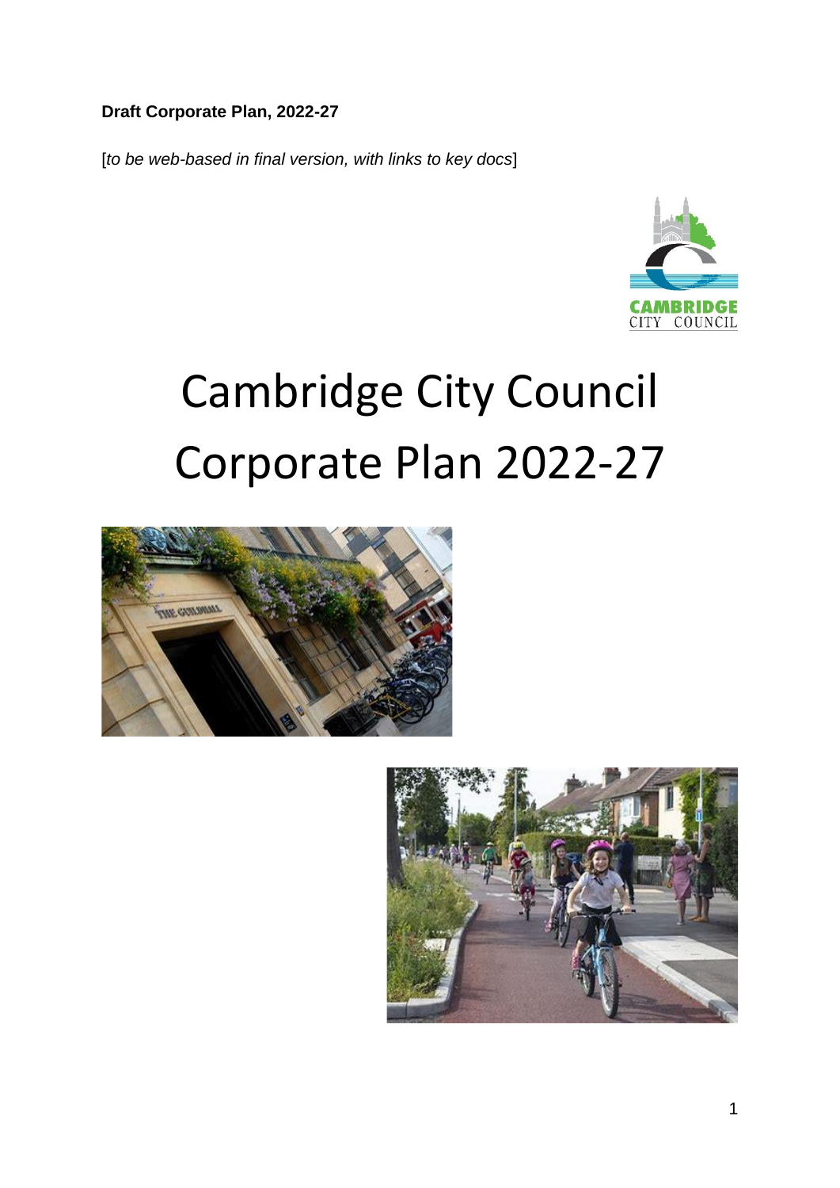**Draft Corporate Plan, 2022-27**

[*to be web-based in final version, with links to key docs*]

# Cambridge City Council Corporate Plan 2022-27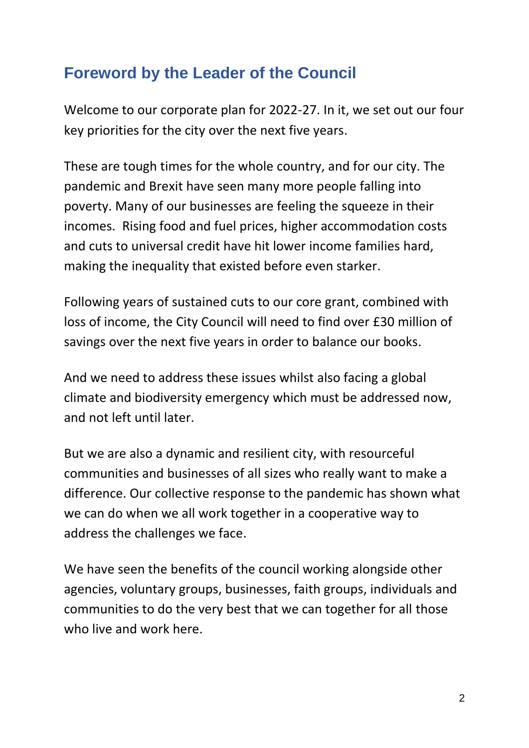## Foreword by the Leader of the Council

Welcome to our corporate plan for 2022-27. In it, we set out our four key priorities for the city over the next five years.

These are tough times for the whole country, and for our city. The pandemic and Brexit have seen many more people falling into poverty. Many of our businesses are feeling the squeeze in their incomes. Rising food and fuel prices, higher accommodation costs and cuts to universal credit have hit lower income families hard, making the inequality that existed before even starker.

Following years of sustained cuts to our core grant, combined with loss of income, the City Council will need to find over £30 million of savings over the next five years in order to balance our books.

And we need to address these issues whilst also facing a global climate and biodiversity emergency which must be addressed now, and not left until later.

But we are also a dynamic and resilient city, with resourceful communities and businesses of all sizes who really want to make a difference. Our collective response to the pandemic has shown what we can do when we all work together in a cooperative way to address the challenges we face.

We have seen the benefits of the council working alongside other agencies, voluntary groups, businesses, faith groups, individuals and communities to do the very best that we can together for all those who live and work here.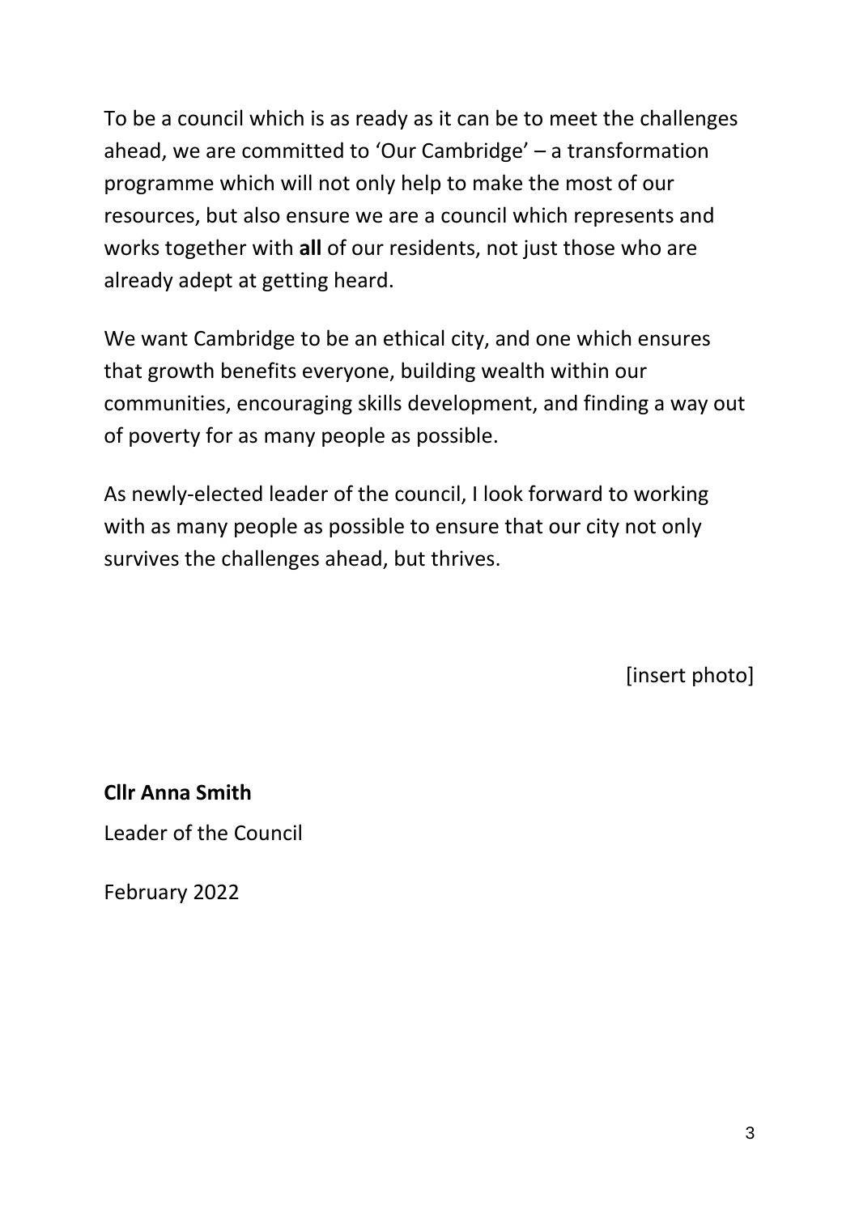To be a council which is as ready as it can be to meet the challenges ahead, we are committed to 'Our Cambridge' – a transformation programme which will not only help to make the most of our resources, but also ensure we are a council which represents and works together with **all** of our residents, not just those who are already adept at getting heard.

We want Cambridge to be an ethical city, and one which ensures that growth benefits everyone, building wealth within our communities, encouraging skills development, and finding a way out of poverty for as many people as possible.

As newly-elected leader of the council, I look forward to working with as many people as possible to ensure that our city not only survives the challenges ahead, but thrives.

[insert photo]

**Cllr Anna Smith**

Leader of the Council

February 2022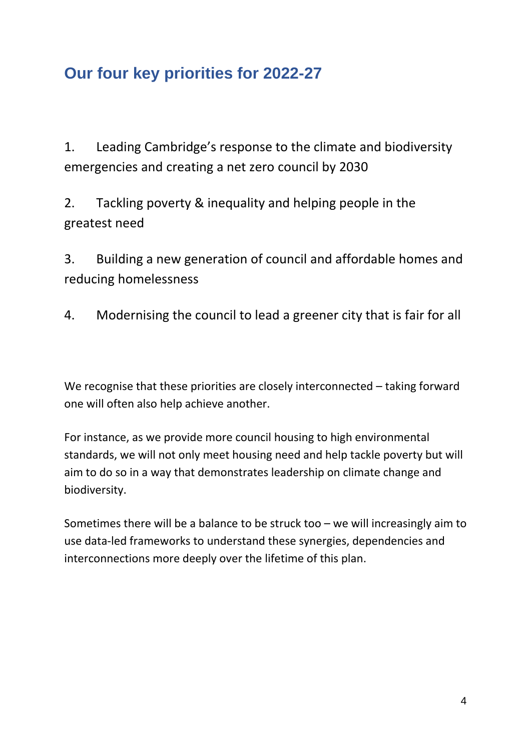## Our four key priorities for 2022-27

1. Leading Cambridge’s response to the climate and biodiversity emergencies and creating a net zero council by 2030

2. Tackling poverty & inequality and helping people in the greatest need

3. Building a new generation of council and affordable homes and reducing homelessness

4. Modernising the council to lead a greener city that is fair for all

We recognise that these priorities are closely interconnected – taking forward one will often also help achieve another.

For instance, as we provide more council housing to high environmental standards, we will not only meet housing need and help tackle poverty but will aim to do so in a way that demonstrates leadership on climate change and biodiversity.

Sometimes there will be a balance to be struck too – we will increasingly aim to use data-led frameworks to understand these synergies, dependencies and interconnections more deeply over the lifetime of this plan.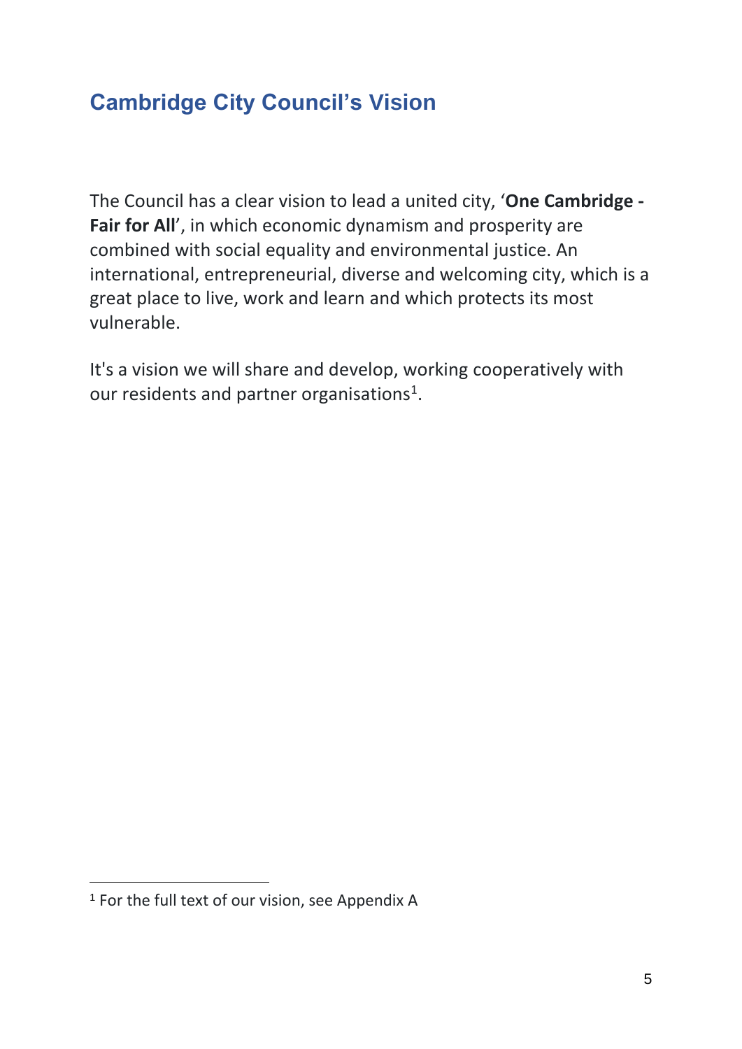## Cambridge City Council's Vision

The Council has a clear vision to lead a united city, '**One Cambridge - Fair for All**', in which economic dynamism and prosperity are combined with social equality and environmental justice. An international, entrepreneurial, diverse and welcoming city, which is a great place to live, work and learn and which protects its most vulnerable.

It's a vision we will share and develop, working cooperatively with our residents and partner organisations[1].

[1] For the full text of our vision, see Appendix A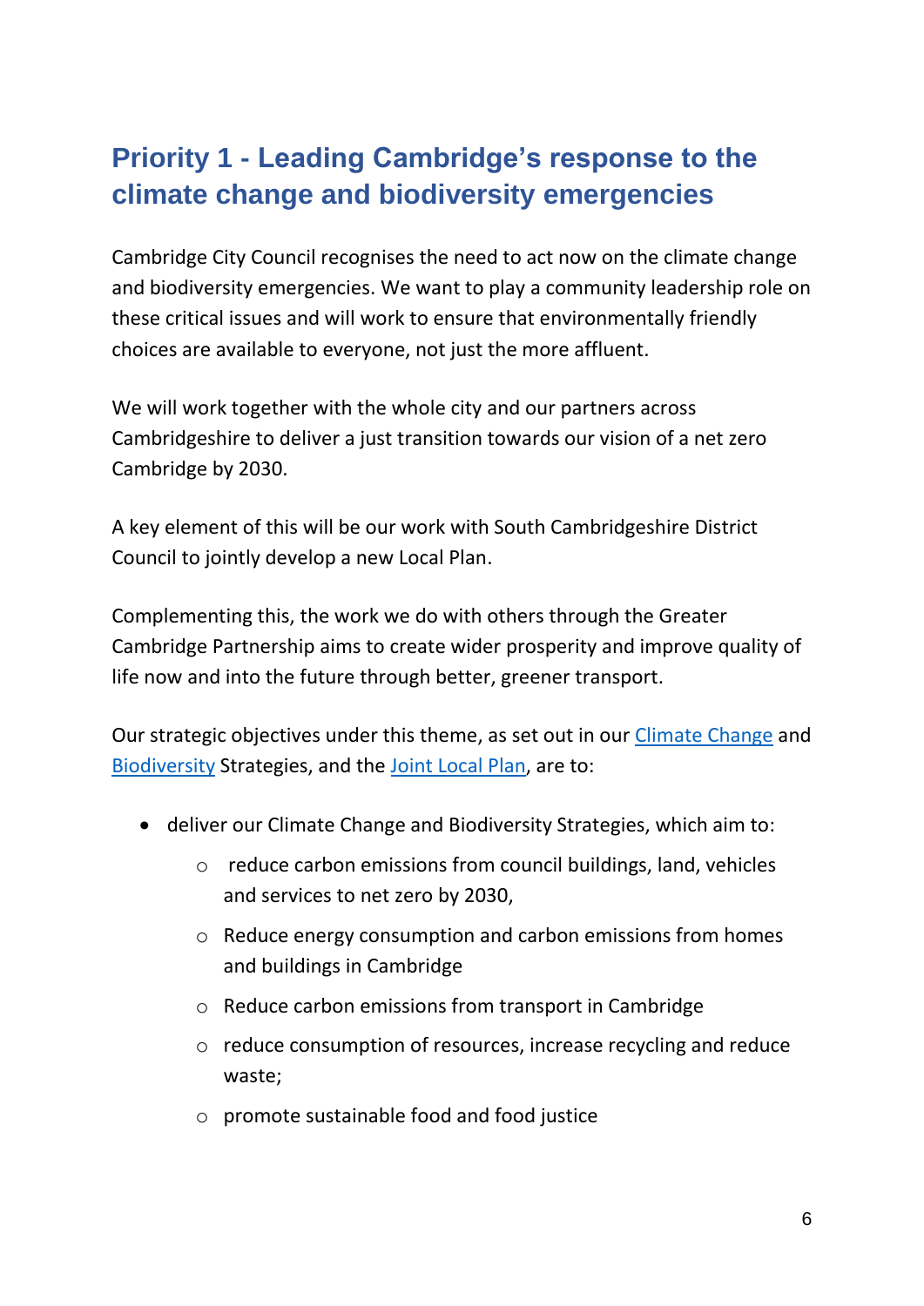## Priority 1 - Leading Cambridge's response to the climate change and biodiversity emergencies

Cambridge City Council recognises the need to act now on the climate change and biodiversity emergencies. We want to play a community leadership role on these critical issues and will work to ensure that environmentally friendly choices are available to everyone, not just the more affluent.

We will work together with the whole city and our partners across Cambridgeshire to deliver a just transition towards our vision of a net zero Cambridge by 2030.

A key element of this will be our work with South Cambridgeshire District Council to jointly develop a new Local Plan.

Complementing this, the work we do with others through the Greater Cambridge Partnership aims to create wider prosperity and improve quality of life now and into the future through better, greener transport.

Our strategic objectives under this theme, as set out in our Climate Change and Biodiversity Strategies, and the Joint Local Plan, are to:

- deliver our Climate Change and Biodiversity Strategies, which aim to:
  - reduce carbon emissions from council buildings, land, vehicles and services to net zero by 2030,
  - Reduce energy consumption and carbon emissions from homes and buildings in Cambridge
  - Reduce carbon emissions from transport in Cambridge
  - reduce consumption of resources, increase recycling and reduce waste;
  - promote sustainable food and food justice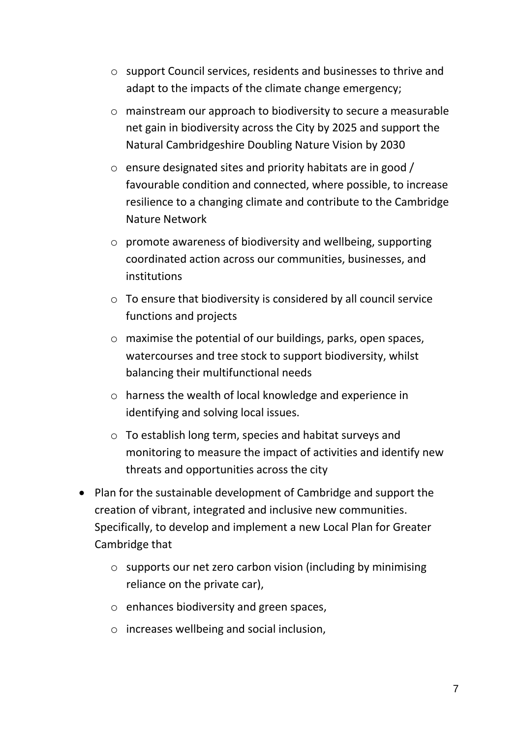- support Council services, residents and businesses to thrive and adapt to the impacts of the climate change emergency;
    - mainstream our approach to biodiversity to secure a measurable net gain in biodiversity across the City by 2025 and support the Natural Cambridgeshire Doubling Nature Vision by 2030
    - ensure designated sites and priority habitats are in good / favourable condition and connected, where possible, to increase resilience to a changing climate and contribute to the Cambridge Nature Network
    - promote awareness of biodiversity and wellbeing, supporting coordinated action across our communities, businesses, and institutions
    - To ensure that biodiversity is considered by all council service functions and projects
    - maximise the potential of our buildings, parks, open spaces, watercourses and tree stock to support biodiversity, whilst balancing their multifunctional needs
    - harness the wealth of local knowledge and experience in identifying and solving local issues.
    - To establish long term, species and habitat surveys and monitoring to measure the impact of activities and identify new threats and opportunities across the city

- Plan for the sustainable development of Cambridge and support the creation of vibrant, integrated and inclusive new communities. Specifically, to develop and implement a new Local Plan for Greater Cambridge that
    - supports our net zero carbon vision (including by minimising reliance on the private car),
    - enhances biodiversity and green spaces,
    - increases wellbeing and social inclusion,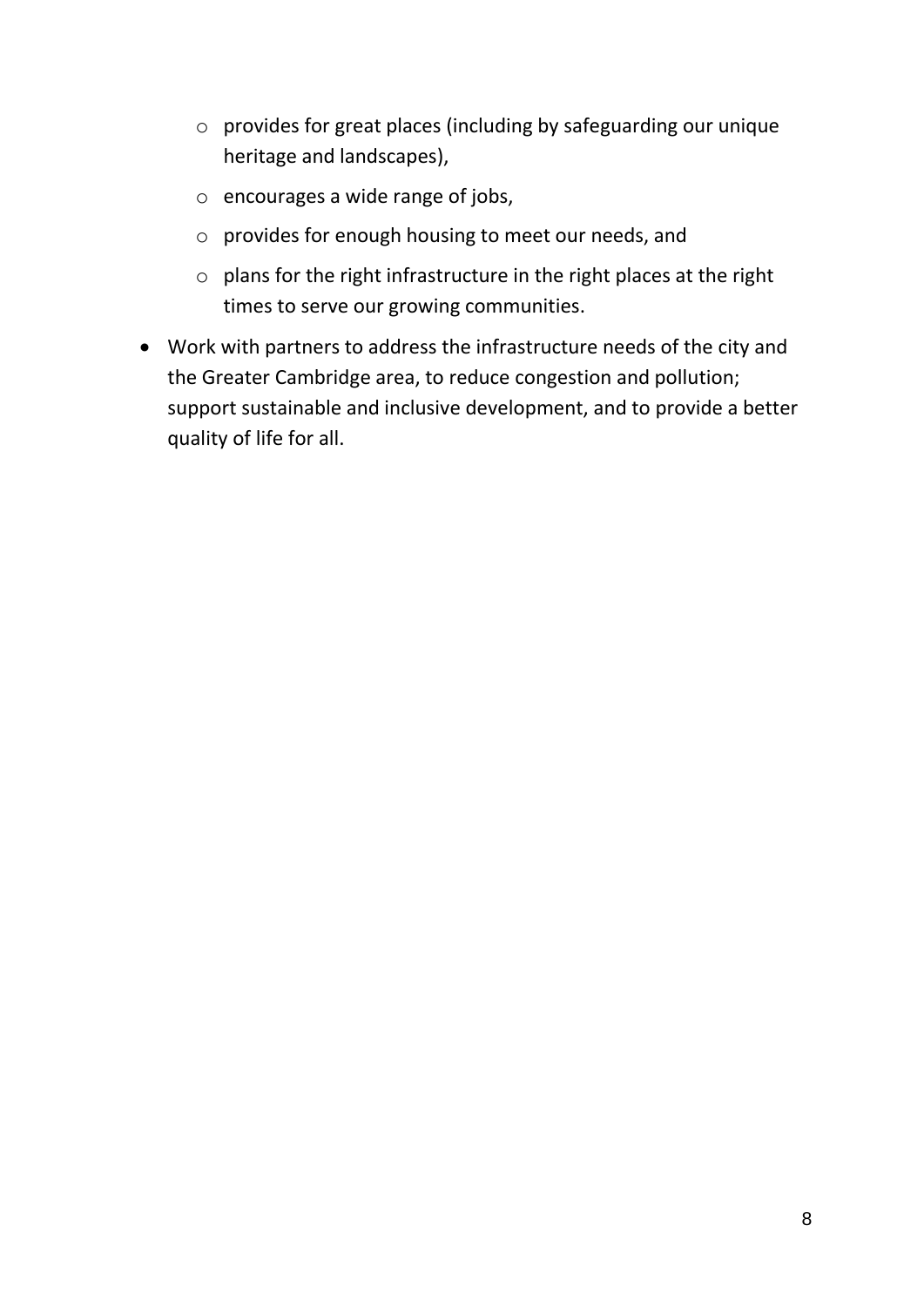- provides for great places (including by safeguarding our unique heritage and landscapes),
    - encourages a wide range of jobs,
    - provides for enough housing to meet our needs, and
    - plans for the right infrastructure in the right places at the right times to serve our growing communities.
- Work with partners to address the infrastructure needs of the city and the Greater Cambridge area, to reduce congestion and pollution; support sustainable and inclusive development, and to provide a better quality of life for all.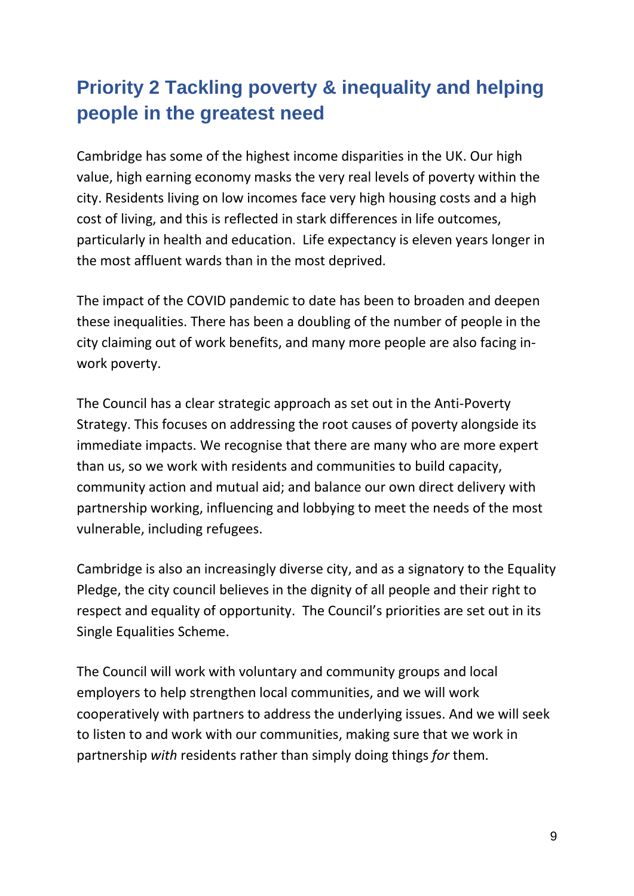## Priority 2 Tackling poverty & inequality and helping people in the greatest need

Cambridge has some of the highest income disparities in the UK. Our high value, high earning economy masks the very real levels of poverty within the city. Residents living on low incomes face very high housing costs and a high cost of living, and this is reflected in stark differences in life outcomes, particularly in health and education. Life expectancy is eleven years longer in the most affluent wards than in the most deprived.

The impact of the COVID pandemic to date has been to broaden and deepen these inequalities. There has been a doubling of the number of people in the city claiming out of work benefits, and many more people are also facing in-work poverty.

The Council has a clear strategic approach as set out in the Anti-Poverty Strategy. This focuses on addressing the root causes of poverty alongside its immediate impacts. We recognise that there are many who are more expert than us, so we work with residents and communities to build capacity, community action and mutual aid; and balance our own direct delivery with partnership working, influencing and lobbying to meet the needs of the most vulnerable, including refugees.

Cambridge is also an increasingly diverse city, and as a signatory to the Equality Pledge, the city council believes in the dignity of all people and their right to respect and equality of opportunity. The Council's priorities are set out in its Single Equalities Scheme.

The Council will work with voluntary and community groups and local employers to help strengthen local communities, and we will work cooperatively with partners to address the underlying issues. And we will seek to listen to and work with our communities, making sure that we work in partnership *with* residents rather than simply doing things *for* them.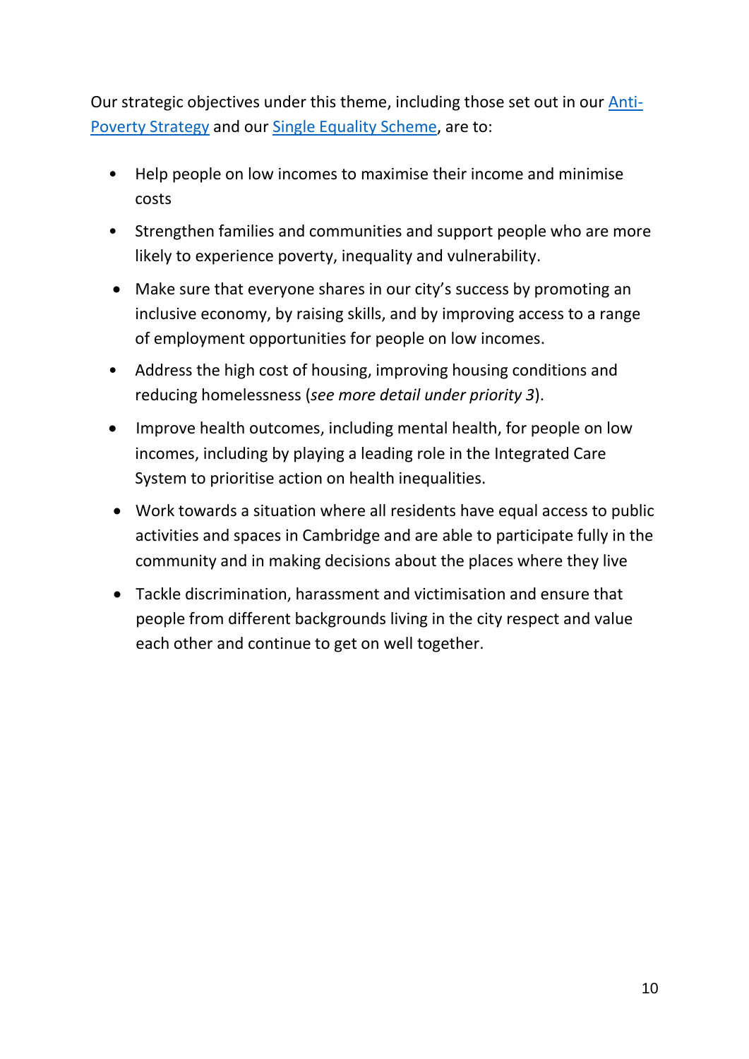Our strategic objectives under this theme, including those set out in our Anti-Poverty Strategy and our Single Equality Scheme, are to:

- Help people on low incomes to maximise their income and minimise costs
- Strengthen families and communities and support people who are more likely to experience poverty, inequality and vulnerability.
- Make sure that everyone shares in our city's success by promoting an inclusive economy, by raising skills, and by improving access to a range of employment opportunities for people on low incomes.
- Address the high cost of housing, improving housing conditions and reducing homelessness (*see more detail under priority 3*).
- Improve health outcomes, including mental health, for people on low incomes, including by playing a leading role in the Integrated Care System to prioritise action on health inequalities.
- Work towards a situation where all residents have equal access to public activities and spaces in Cambridge and are able to participate fully in the community and in making decisions about the places where they live
- Tackle discrimination, harassment and victimisation and ensure that people from different backgrounds living in the city respect and value each other and continue to get on well together.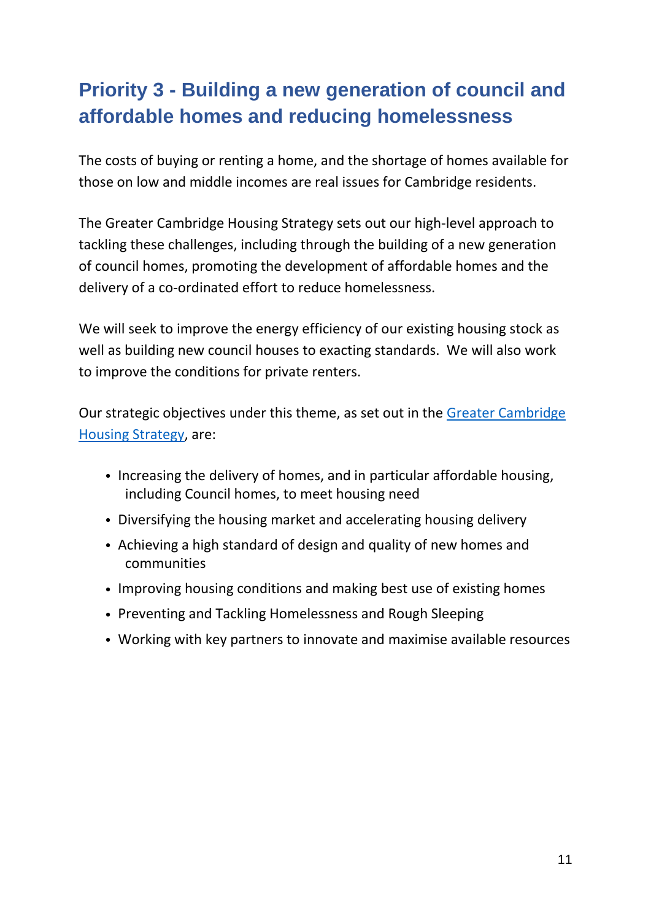## Priority 3 - Building a new generation of council and affordable homes and reducing homelessness

The costs of buying or renting a home, and the shortage of homes available for those on low and middle incomes are real issues for Cambridge residents.

The Greater Cambridge Housing Strategy sets out our high-level approach to tackling these challenges, including through the building of a new generation of council homes, promoting the development of affordable homes and the delivery of a co-ordinated effort to reduce homelessness.

We will seek to improve the energy efficiency of our existing housing stock as well as building new council houses to exacting standards.  We will also work to improve the conditions for private renters.

Our strategic objectives under this theme, as set out in the Greater Cambridge Housing Strategy, are:

- Increasing the delivery of homes, and in particular affordable housing, including Council homes, to meet housing need
- Diversifying the housing market and accelerating housing delivery
- Achieving a high standard of design and quality of new homes and communities
- Improving housing conditions and making best use of existing homes
- Preventing and Tackling Homelessness and Rough Sleeping
- Working with key partners to innovate and maximise available resources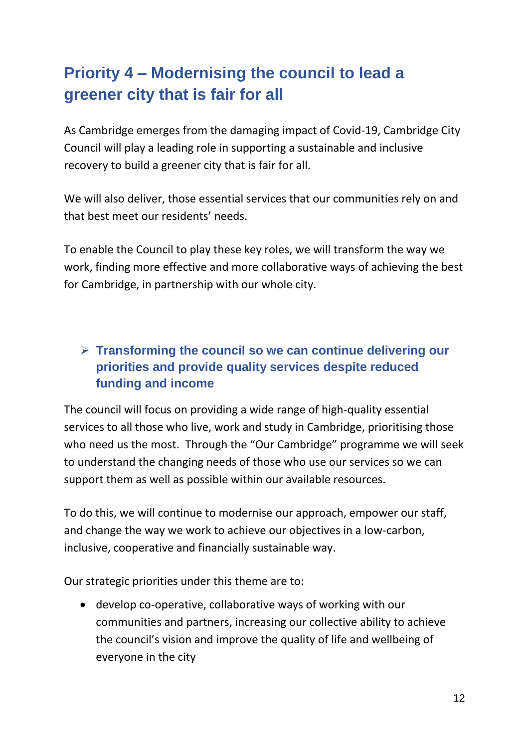## Priority 4 – Modernising the council to lead a greener city that is fair for all

As Cambridge emerges from the damaging impact of Covid-19, Cambridge City Council will play a leading role in supporting a sustainable and inclusive recovery to build a greener city that is fair for all.

We will also deliver, those essential services that our communities rely on and that best meet our residents' needs.

To enable the Council to play these key roles, we will transform the way we work, finding more effective and more collaborative ways of achieving the best for Cambridge, in partnership with our whole city.

### ➢ Transforming the council so we can continue delivering our priorities and provide quality services despite reduced funding and income

The council will focus on providing a wide range of high-quality essential services to all those who live, work and study in Cambridge, prioritising those who need us the most. Through the "Our Cambridge" programme we will seek to understand the changing needs of those who use our services so we can support them as well as possible within our available resources.

To do this, we will continue to modernise our approach, empower our staff, and change the way we work to achieve our objectives in a low-carbon, inclusive, cooperative and financially sustainable way.

Our strategic priorities under this theme are to:

- develop co-operative, collaborative ways of working with our communities and partners, increasing our collective ability to achieve the council's vision and improve the quality of life and wellbeing of everyone in the city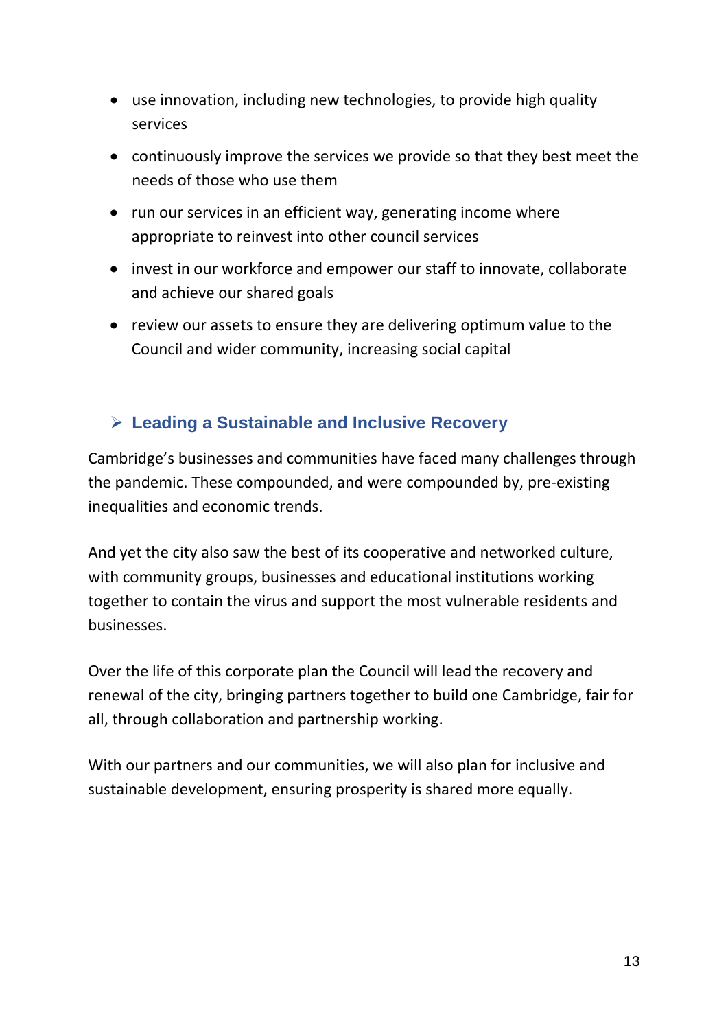- use innovation, including new technologies, to provide high quality services
- continuously improve the services we provide so that they best meet the needs of those who use them
- run our services in an efficient way, generating income where appropriate to reinvest into other council services
- invest in our workforce and empower our staff to innovate, collaborate and achieve our shared goals
- review our assets to ensure they are delivering optimum value to the Council and wider community, increasing social capital

## Leading a Sustainable and Inclusive Recovery

Cambridge's businesses and communities have faced many challenges through the pandemic. These compounded, and were compounded by, pre-existing inequalities and economic trends.

And yet the city also saw the best of its cooperative and networked culture, with community groups, businesses and educational institutions working together to contain the virus and support the most vulnerable residents and businesses.

Over the life of this corporate plan the Council will lead the recovery and renewal of the city, bringing partners together to build one Cambridge, fair for all, through collaboration and partnership working.

With our partners and our communities, we will also plan for inclusive and sustainable development, ensuring prosperity is shared more equally.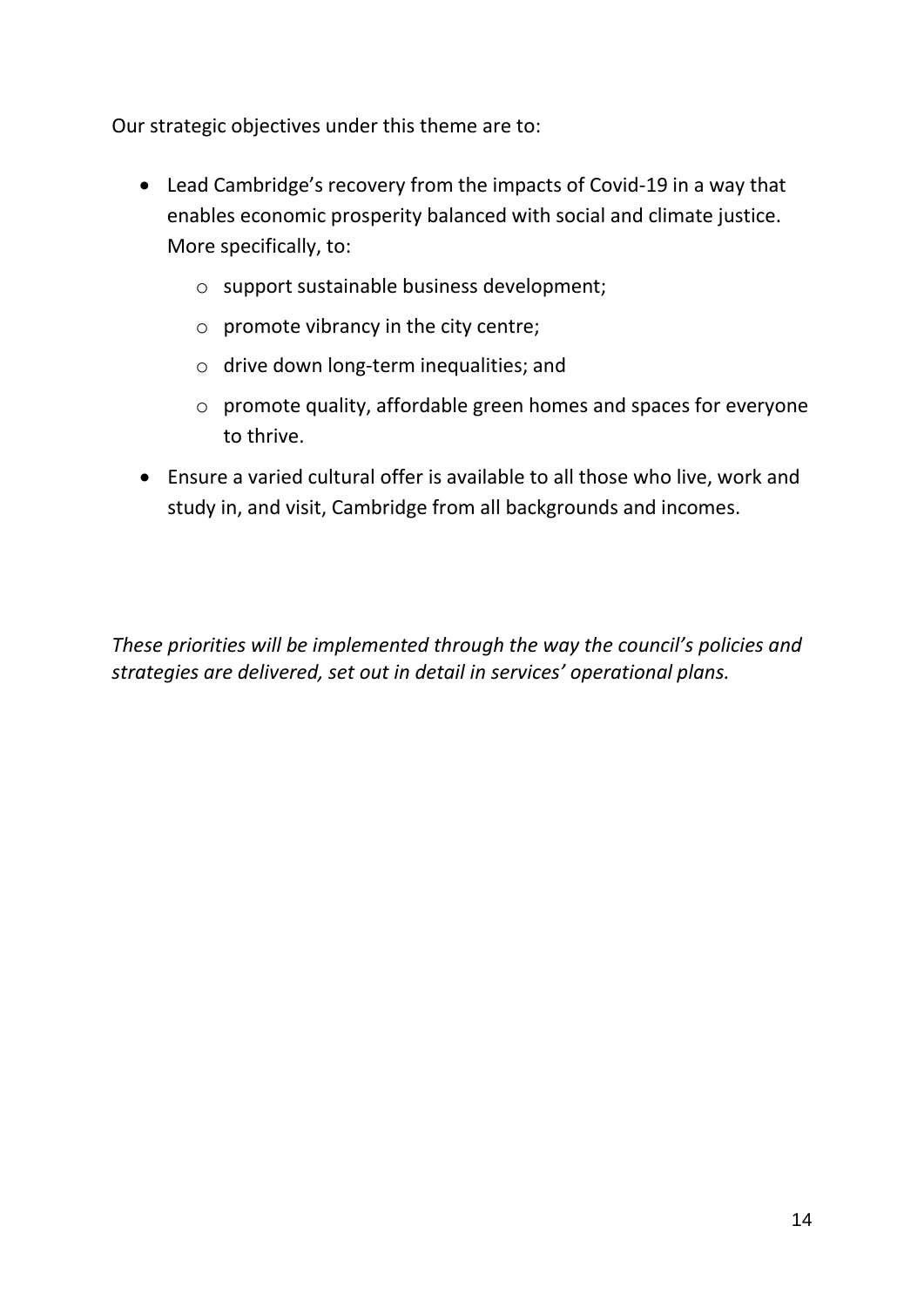Our strategic objectives under this theme are to:

- Lead Cambridge's recovery from the impacts of Covid-19 in a way that enables economic prosperity balanced with social and climate justice. More specifically, to:
    - support sustainable business development;
    - promote vibrancy in the city centre;
    - drive down long-term inequalities; and
    - promote quality, affordable green homes and spaces for everyone to thrive.
- Ensure a varied cultural offer is available to all those who live, work and study in, and visit, Cambridge from all backgrounds and incomes.

*These priorities will be implemented through the way the council's policies and strategies are delivered, set out in detail in services' operational plans.*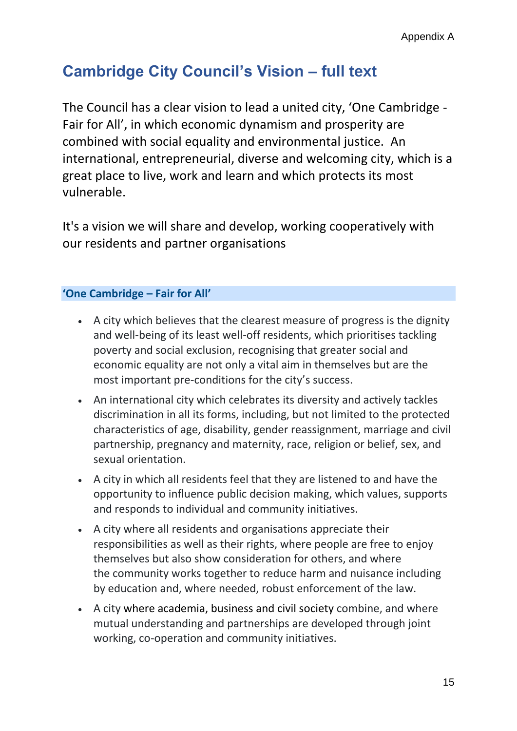# Cambridge City Council's Vision – full text

The Council has a clear vision to lead a united city, 'One Cambridge - Fair for All', in which economic dynamism and prosperity are combined with social equality and environmental justice. An international, entrepreneurial, diverse and welcoming city, which is a great place to live, work and learn and which protects its most vulnerable.

It's a vision we will share and develop, working cooperatively with our residents and partner organisations

### 'One Cambridge – Fair for All'

- A city which believes that the clearest measure of progress is the dignity and well-being of its least well-off residents, which prioritises tackling poverty and social exclusion, recognising that greater social and economic equality are not only a vital aim in themselves but are the most important pre-conditions for the city's success.
- An international city which celebrates its diversity and actively tackles discrimination in all its forms, including, but not limited to the protected characteristics of age, disability, gender reassignment, marriage and civil partnership, pregnancy and maternity, race, religion or belief, sex, and sexual orientation.
- A city in which all residents feel that they are listened to and have the opportunity to influence public decision making, which values, supports and responds to individual and community initiatives.
- A city where all residents and organisations appreciate their responsibilities as well as their rights, where people are free to enjoy themselves but also show consideration for others, and where the community works together to reduce harm and nuisance including by education and, where needed, robust enforcement of the law.
- A city where academia, business and civil society combine, and where mutual understanding and partnerships are developed through joint working, co-operation and community initiatives.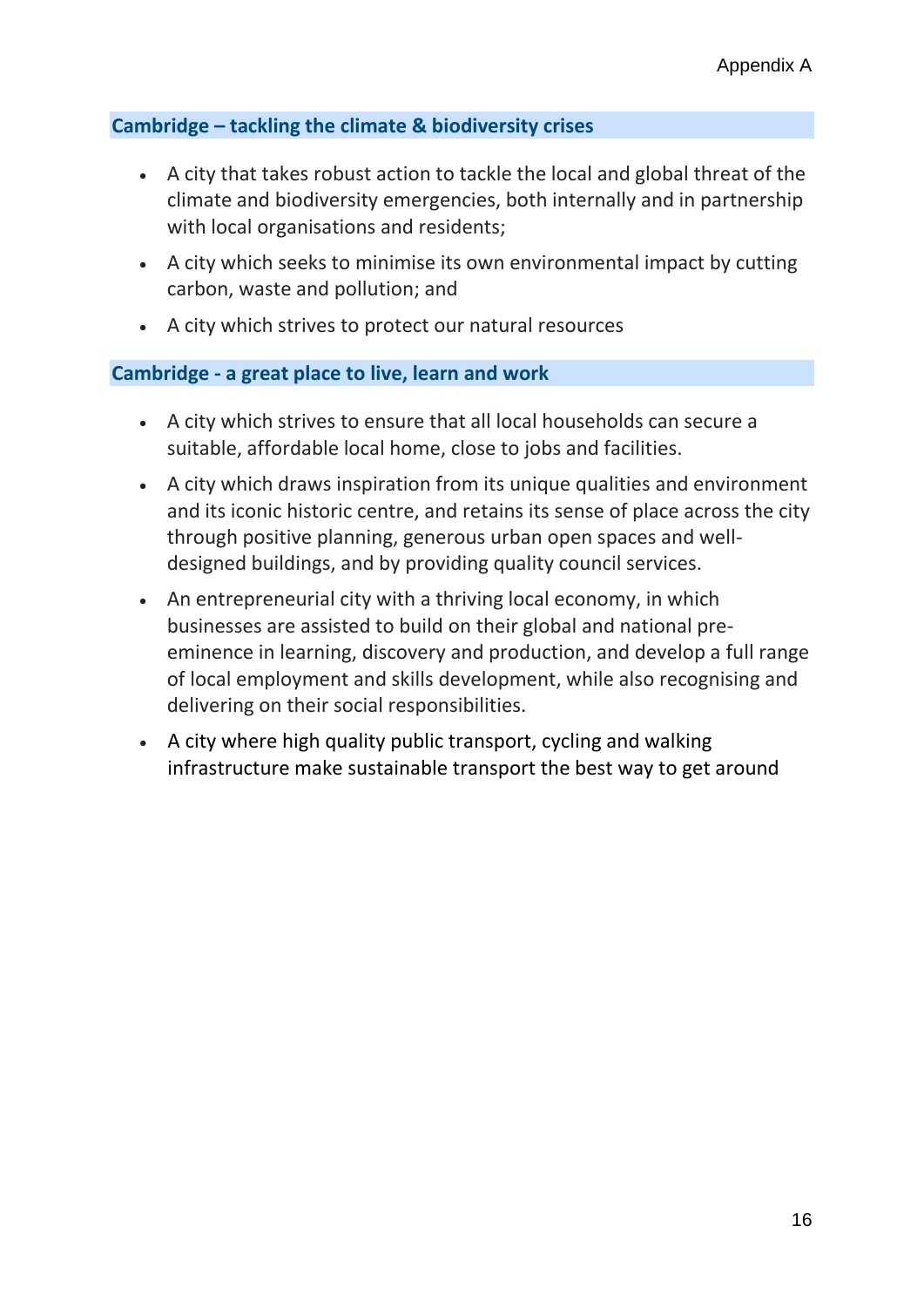## Cambridge – tackling the climate & biodiversity crises

- A city that takes robust action to tackle the local and global threat of the climate and biodiversity emergencies, both internally and in partnership with local organisations and residents;
- A city which seeks to minimise its own environmental impact by cutting carbon, waste and pollution; and
- A city which strives to protect our natural resources

## Cambridge - a great place to live, learn and work

- A city which strives to ensure that all local households can secure a suitable, affordable local home, close to jobs and facilities.
- A city which draws inspiration from its unique qualities and environment and its iconic historic centre, and retains its sense of place across the city through positive planning, generous urban open spaces and well-designed buildings, and by providing quality council services.
- An entrepreneurial city with a thriving local economy, in which businesses are assisted to build on their global and national pre-eminence in learning, discovery and production, and develop a full range of local employment and skills development, while also recognising and delivering on their social responsibilities.
- A city where high quality public transport, cycling and walking infrastructure make sustainable transport the best way to get around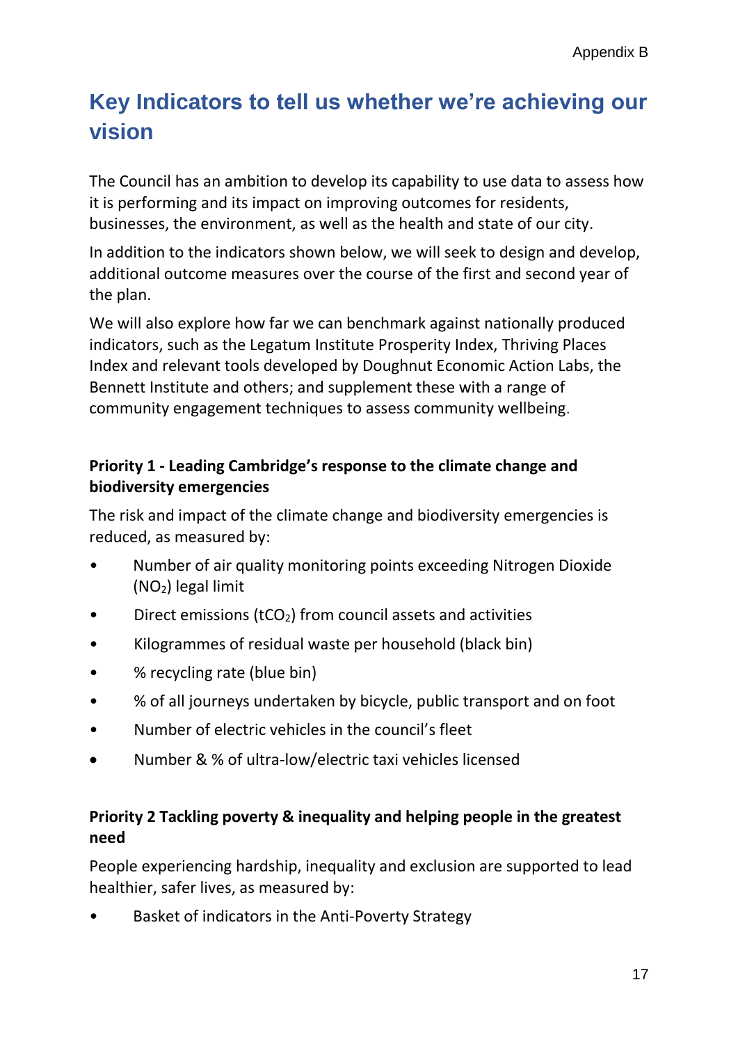# Key Indicators to tell us whether we're achieving our vision

The Council has an ambition to develop its capability to use data to assess how it is performing and its impact on improving outcomes for residents, businesses, the environment, as well as the health and state of our city.

In addition to the indicators shown below, we will seek to design and develop, additional outcome measures over the course of the first and second year of the plan.

We will also explore how far we can benchmark against nationally produced indicators, such as the Legatum Institute Prosperity Index, Thriving Places Index and relevant tools developed by Doughnut Economic Action Labs, the Bennett Institute and others; and supplement these with a range of community engagement techniques to assess community wellbeing.

**Priority 1 - Leading Cambridge's response to the climate change and biodiversity emergencies**

The risk and impact of the climate change and biodiversity emergencies is reduced, as measured by:

- Number of air quality monitoring points exceeding Nitrogen Dioxide ($NO_2$) legal limit
- Direct emissions ($tCO_2$) from council assets and activities
- Kilogrammes of residual waste per household (black bin)
- % recycling rate (blue bin)
- % of all journeys undertaken by bicycle, public transport and on foot
- Number of electric vehicles in the council's fleet
- Number & % of ultra-low/electric taxi vehicles licensed

**Priority 2 Tackling poverty & inequality and helping people in the greatest need**

People experiencing hardship, inequality and exclusion are supported to lead healthier, safer lives, as measured by:

- Basket of indicators in the Anti-Poverty Strategy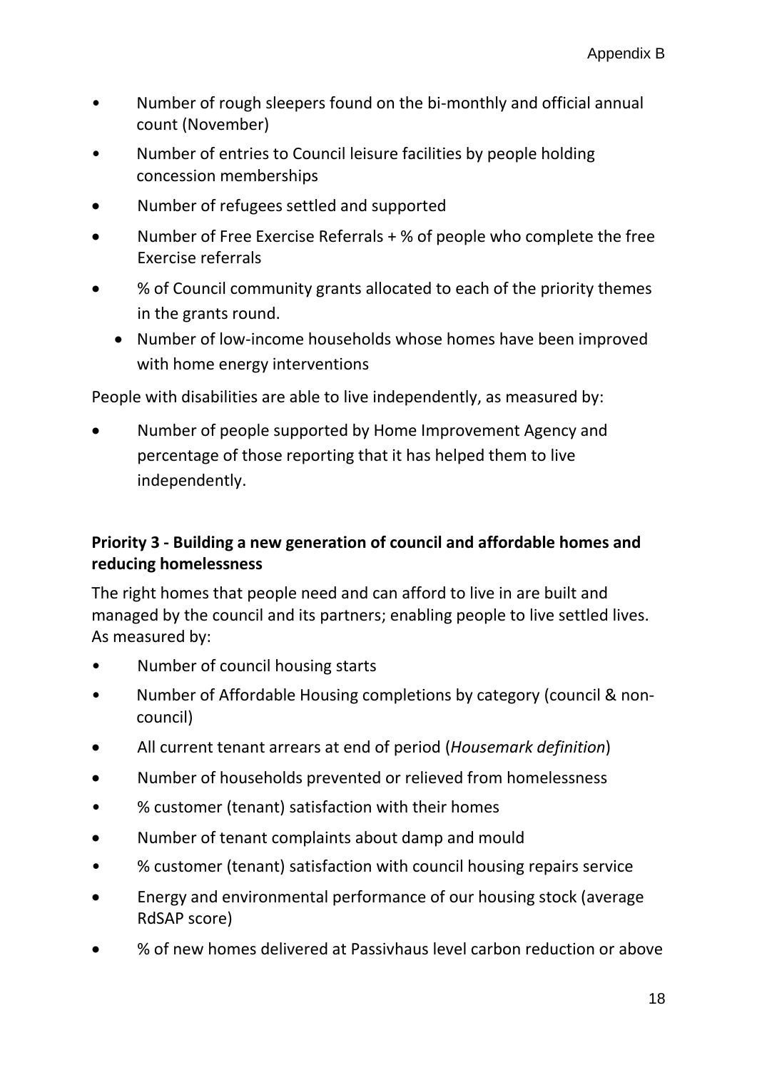- Number of rough sleepers found on the bi-monthly and official annual count (November)
- Number of entries to Council leisure facilities by people holding concession memberships
- Number of refugees settled and supported
- Number of Free Exercise Referrals + % of people who complete the free Exercise referrals
- % of Council community grants allocated to each of the priority themes in the grants round.
  - Number of low-income households whose homes have been improved with home energy interventions

People with disabilities are able to live independently, as measured by:

- Number of people supported by Home Improvement Agency and percentage of those reporting that it has helped them to live independently.

**Priority 3 - Building a new generation of council and affordable homes and reducing homelessness**

The right homes that people need and can afford to live in are built and managed by the council and its partners; enabling people to live settled lives. As measured by:

- Number of council housing starts
- Number of Affordable Housing completions by category (council & non-council)
- All current tenant arrears at end of period (*Housemark definition*)
- Number of households prevented or relieved from homelessness
- % customer (tenant) satisfaction with their homes
- Number of tenant complaints about damp and mould
- % customer (tenant) satisfaction with council housing repairs service
- Energy and environmental performance of our housing stock (average RdSAP score)
- % of new homes delivered at Passivhaus level carbon reduction or above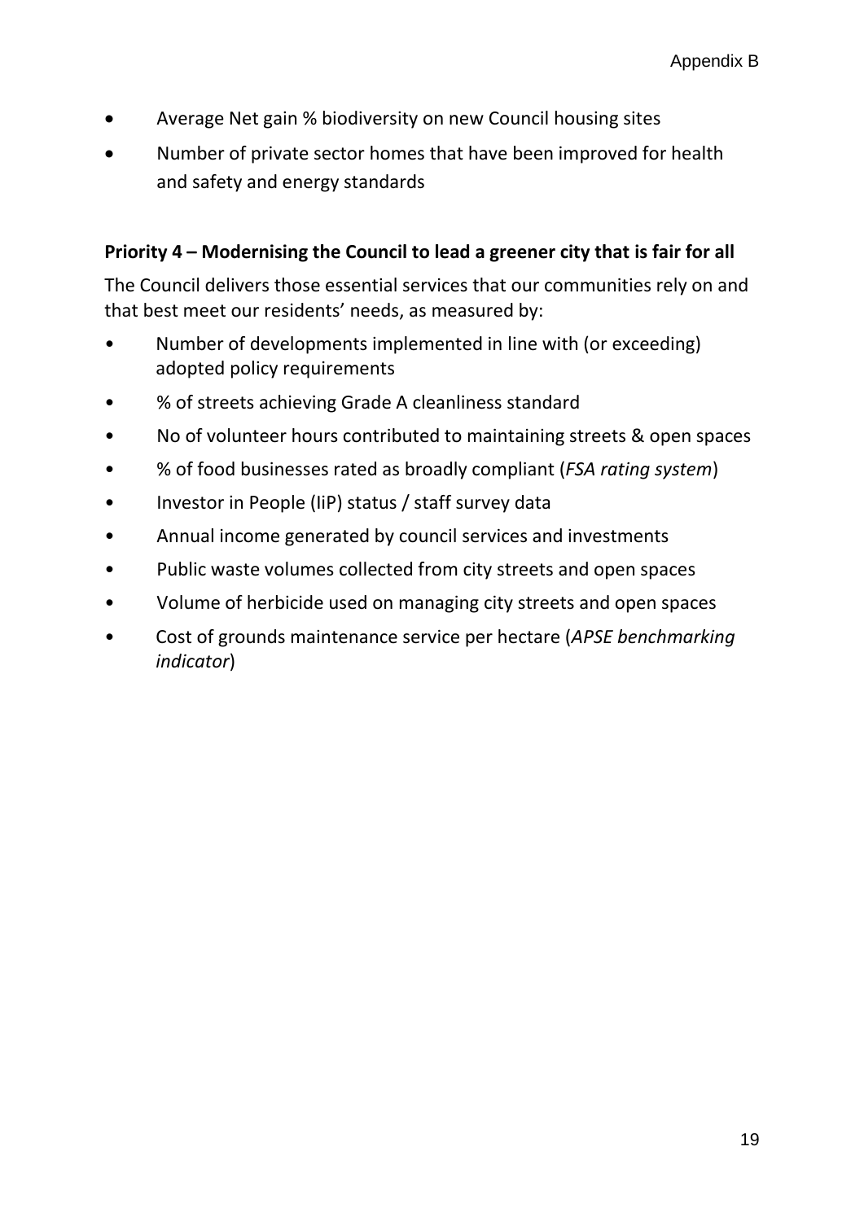- Average Net gain % biodiversity on new Council housing sites
- Number of private sector homes that have been improved for health and safety and energy standards

**Priority 4 – Modernising the Council to lead a greener city that is fair for all**

The Council delivers those essential services that our communities rely on and that best meet our residents' needs, as measured by:

- Number of developments implemented in line with (or exceeding) adopted policy requirements
- % of streets achieving Grade A cleanliness standard
- No of volunteer hours contributed to maintaining streets & open spaces
- % of food businesses rated as broadly compliant (*FSA rating system*)
- Investor in People (IiP) status / staff survey data
- Annual income generated by council services and investments
- Public waste volumes collected from city streets and open spaces
- Volume of herbicide used on managing city streets and open spaces
- Cost of grounds maintenance service per hectare (*APSE benchmarking indicator*)